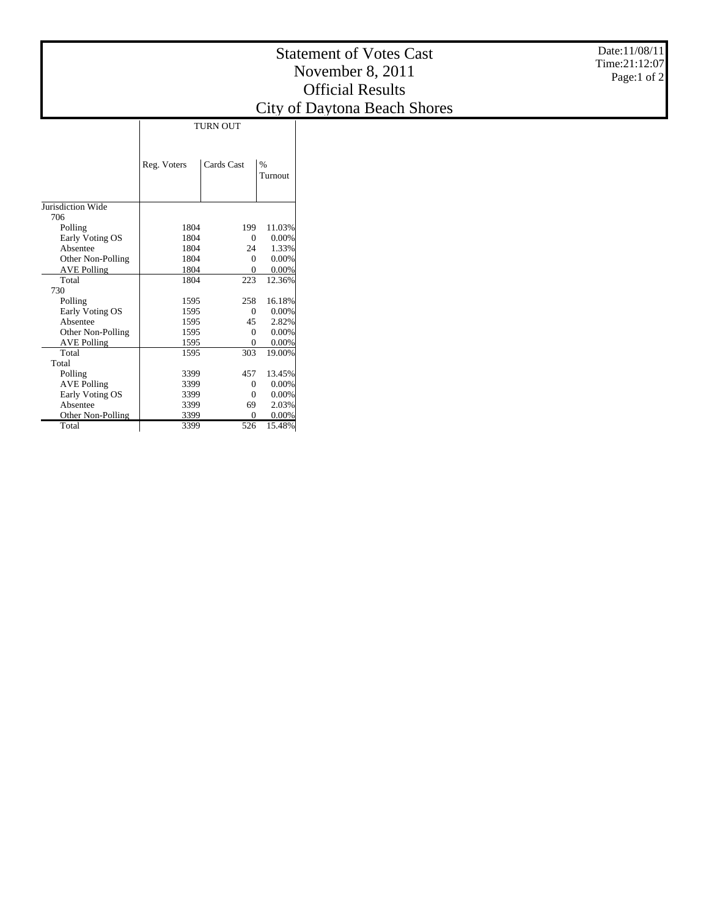# Statement of Votes Cast
## November 8, 2011
## Official Results
## City of Daytona Beach Shores

Date:11/08/11
Time:21:12:07

| | TURN OUT | | |
|---|---|---|---|
| | Reg. Voters | Cards Cast | % Turnout |
| Jurisdiction Wide | | | |
| 706 | | | |
| Polling | 1804 | 199 | 11.03% |
| Early Voting OS | 1804 | 0 | 0.00% |
| Absentee | 1804 | 24 | 1.33% |
| Other Non-Polling | 1804 | 0 | 0.00% |
| AVE Polling | 1804 | 0 | 0.00% |
| Total | 1804 | 223 | 12.36% |
| 730 | | | |
| Polling | 1595 | 258 | 16.18% |
| Early Voting OS | 1595 | 0 | 0.00% |
| Absentee | 1595 | 45 | 2.82% |
| Other Non-Polling | 1595 | 0 | 0.00% |
| AVE Polling | 1595 | 0 | 0.00% |
| Total | 1595 | 303 | 19.00% |
| Total | | | |
| Polling | 3399 | 457 | 13.45% |
| AVE Polling | 3399 | 0 | 0.00% |
| Early Voting OS | 3399 | 0 | 0.00% |
| Absentee | 3399 | 69 | 2.03% |
| Other Non-Polling | 3399 | 0 | 0.00% |
| Total | 3399 | 526 | 15.48% |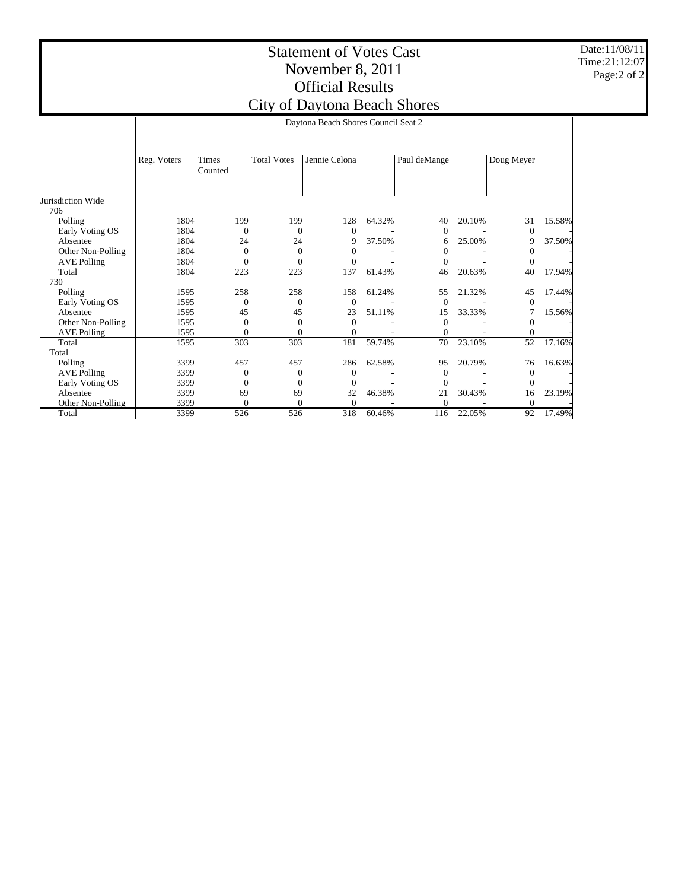# Statement of Votes Cast
## November 8, 2011
## Official Results
## City of Daytona Beach Shores

Date:11/08/11
Time:21:12:07

Daytona Beach Shores Council Seat 2

| | Reg. Voters | Times Counted | Total Votes | Jennie Celona | | Paul deMange | | Doug Meyer | |
|---|---|---|---|---|---|---|---|---|---|
| Jurisdiction Wide | | | | | | | | | |
| 706 | | | | | | | | | |
| Polling | 1804 | 199 | 199 | 128 | 64.32% | 40 | 20.10% | 31 | 15.58% |
| Early Voting OS | 1804 | 0 | 0 | 0 | - | 0 | - | 0 | - |
| Absentee | 1804 | 24 | 24 | 9 | 37.50% | 6 | 25.00% | 9 | 37.50% |
| Other Non-Polling | 1804 | 0 | 0 | 0 | - | 0 | - | 0 | - |
| AVE Polling | 1804 | 0 | 0 | 0 | - | 0 | - | 0 | - |
| Total | 1804 | 223 | 223 | 137 | 61.43% | 46 | 20.63% | 40 | 17.94% |
| 730 | | | | | | | | | |
| Polling | 1595 | 258 | 258 | 158 | 61.24% | 55 | 21.32% | 45 | 17.44% |
| Early Voting OS | 1595 | 0 | 0 | 0 | - | 0 | - | 0 | - |
| Absentee | 1595 | 45 | 45 | 23 | 51.11% | 15 | 33.33% | 7 | 15.56% |
| Other Non-Polling | 1595 | 0 | 0 | 0 | - | 0 | - | 0 | - |
| AVE Polling | 1595 | 0 | 0 | 0 | - | 0 | - | 0 | - |
| Total | 1595 | 303 | 303 | 181 | 59.74% | 70 | 23.10% | 52 | 17.16% |
| Total | | | | | | | | | |
| Polling | 3399 | 457 | 457 | 286 | 62.58% | 95 | 20.79% | 76 | 16.63% |
| AVE Polling | 3399 | 0 | 0 | 0 | - | 0 | - | 0 | - |
| Early Voting OS | 3399 | 0 | 0 | 0 | - | 0 | - | 0 | - |
| Absentee | 3399 | 69 | 69 | 32 | 46.38% | 21 | 30.43% | 16 | 23.19% |
| Other Non-Polling | 3399 | 0 | 0 | 0 | - | 0 | - | 0 | - |
| Total | 3399 | 526 | 526 | 318 | 60.46% | 116 | 22.05% | 92 | 17.49% |